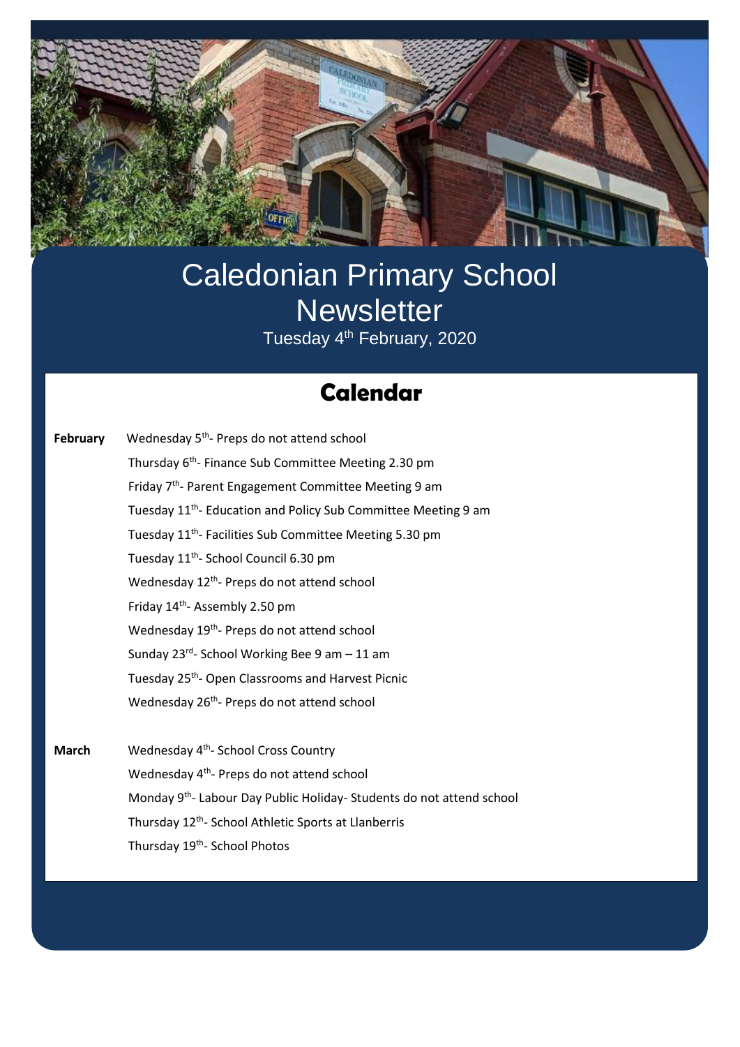# Caledonian Primary School Newsletter

Tuesday 4th February, 2020

## Calendar

**February**

- Wednesday 5th- Preps do not attend school
- Thursday 6th- Finance Sub Committee Meeting 2.30 pm
- Friday 7th- Parent Engagement Committee Meeting 9 am
- Tuesday 11th- Education and Policy Sub Committee Meeting 9 am
- Tuesday 11th- Facilities Sub Committee Meeting 5.30 pm
- Tuesday 11th- School Council 6.30 pm
- Wednesday 12th- Preps do not attend school
- Friday 14th- Assembly 2.50 pm
- Wednesday 19th- Preps do not attend school
- Sunday 23rd- School Working Bee 9 am – 11 am
- Tuesday 25th- Open Classrooms and Harvest Picnic
- Wednesday 26th- Preps do not attend school

**March**

- Wednesday 4th- School Cross Country
- Wednesday 4th- Preps do not attend school
- Monday 9th- Labour Day Public Holiday- Students do not attend school
- Thursday 12th- School Athletic Sports at Llanberris
- Thursday 19th- School Photos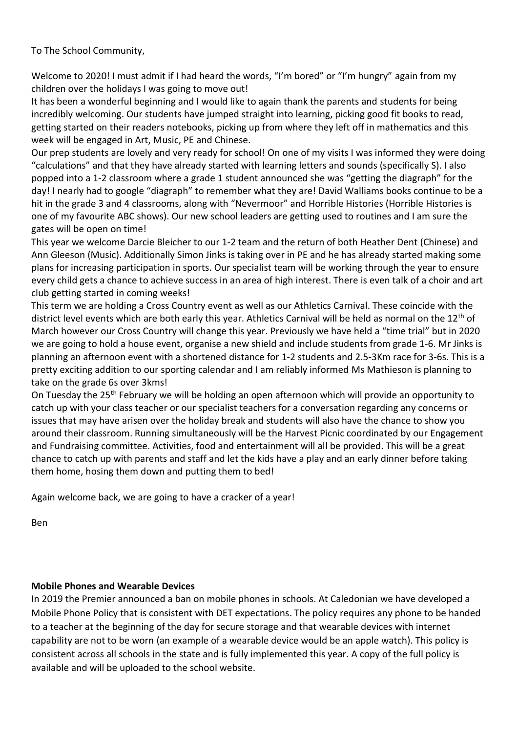To The School Community,

Welcome to 2020! I must admit if I had heard the words, "I'm bored" or "I'm hungry" again from my children over the holidays I was going to move out!

It has been a wonderful beginning and I would like to again thank the parents and students for being incredibly welcoming. Our students have jumped straight into learning, picking good fit books to read, getting started on their readers notebooks, picking up from where they left off in mathematics and this week will be engaged in Art, Music, PE and Chinese.

Our prep students are lovely and very ready for school! On one of my visits I was informed they were doing "calculations" and that they have already started with learning letters and sounds (specifically S). I also popped into a 1-2 classroom where a grade 1 student announced she was "getting the diagraph" for the day! I nearly had to google "diagraph" to remember what they are! David Walliams books continue to be a hit in the grade 3 and 4 classrooms, along with "Nevermoor" and Horrible Histories (Horrible Histories is one of my favourite ABC shows). Our new school leaders are getting used to routines and I am sure the gates will be open on time!

This year we welcome Darcie Bleicher to our 1-2 team and the return of both Heather Dent (Chinese) and Ann Gleeson (Music). Additionally Simon Jinks is taking over in PE and he has already started making some plans for increasing participation in sports. Our specialist team will be working through the year to ensure every child gets a chance to achieve success in an area of high interest. There is even talk of a choir and art club getting started in coming weeks!

This term we are holding a Cross Country event as well as our Athletics Carnival. These coincide with the district level events which are both early this year. Athletics Carnival will be held as normal on the 12th of March however our Cross Country will change this year. Previously we have held a "time trial" but in 2020 we are going to hold a house event, organise a new shield and include students from grade 1-6. Mr Jinks is planning an afternoon event with a shortened distance for 1-2 students and 2.5-3Km race for 3-6s. This is a pretty exciting addition to our sporting calendar and I am reliably informed Ms Mathieson is planning to take on the grade 6s over 3kms!

On Tuesday the 25th February we will be holding an open afternoon which will provide an opportunity to catch up with your class teacher or our specialist teachers for a conversation regarding any concerns or issues that may have arisen over the holiday break and students will also have the chance to show you around their classroom. Running simultaneously will be the Harvest Picnic coordinated by our Engagement and Fundraising committee. Activities, food and entertainment will all be provided. This will be a great chance to catch up with parents and staff and let the kids have a play and an early dinner before taking them home, hosing them down and putting them to bed!

Again welcome back, we are going to have a cracker of a year!

Ben

**Mobile Phones and Wearable Devices**

In 2019 the Premier announced a ban on mobile phones in schools. At Caledonian we have developed a Mobile Phone Policy that is consistent with DET expectations. The policy requires any phone to be handed to a teacher at the beginning of the day for secure storage and that wearable devices with internet capability are not to be worn (an example of a wearable device would be an apple watch). This policy is consistent across all schools in the state and is fully implemented this year. A copy of the full policy is available and will be uploaded to the school website.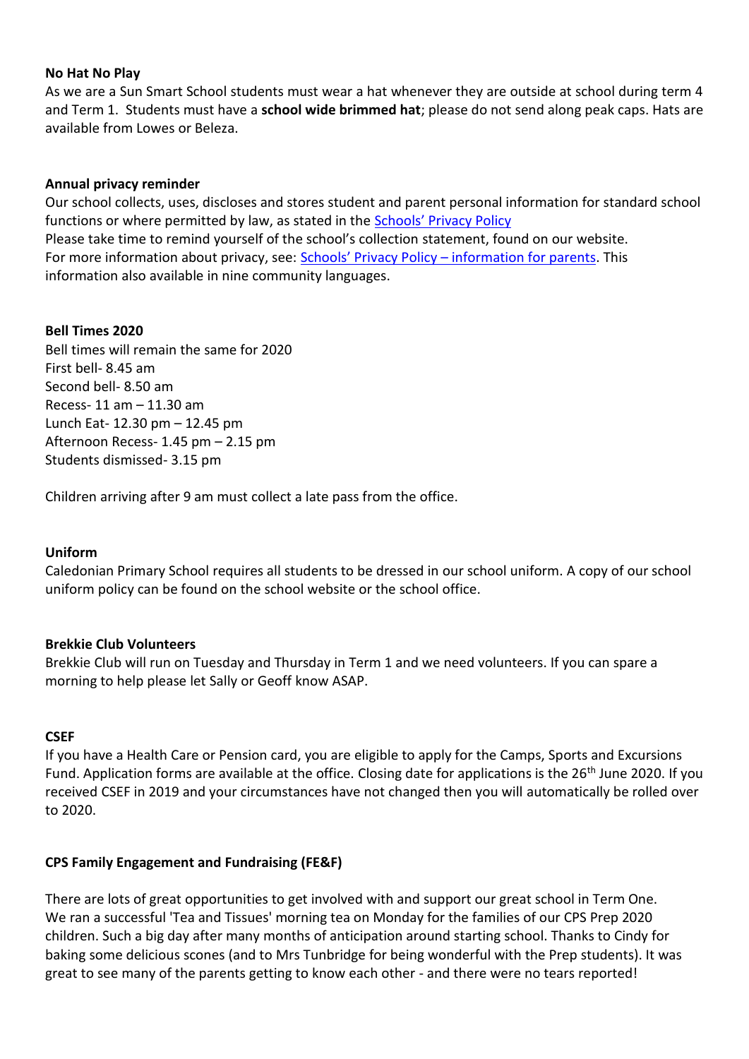**No Hat No Play**

As we are a Sun Smart School students must wear a hat whenever they are outside at school during term 4 and Term 1. Students must have a **school wide brimmed hat**; please do not send along peak caps. Hats are available from Lowes or Beleza.

**Annual privacy reminder**

Our school collects, uses, discloses and stores student and parent personal information for standard school functions or where permitted by law, as stated in the Schools' Privacy Policy
Please take time to remind yourself of the school's collection statement, found on our website.
For more information about privacy, see: Schools' Privacy Policy – information for parents. This information also available in nine community languages.

**Bell Times 2020**

Bell times will remain the same for 2020
First bell- 8.45 am
Second bell- 8.50 am
Recess- 11 am – 11.30 am
Lunch Eat- 12.30 pm – 12.45 pm
Afternoon Recess- 1.45 pm – 2.15 pm
Students dismissed- 3.15 pm

Children arriving after 9 am must collect a late pass from the office.

**Uniform**

Caledonian Primary School requires all students to be dressed in our school uniform. A copy of our school uniform policy can be found on the school website or the school office.

**Brekkie Club Volunteers**

Brekkie Club will run on Tuesday and Thursday in Term 1 and we need volunteers. If you can spare a morning to help please let Sally or Geoff know ASAP.

**CSEF**

If you have a Health Care or Pension card, you are eligible to apply for the Camps, Sports and Excursions Fund. Application forms are available at the office. Closing date for applications is the 26th June 2020. If you received CSEF in 2019 and your circumstances have not changed then you will automatically be rolled over to 2020.

**CPS Family Engagement and Fundraising (FE&F)**

There are lots of great opportunities to get involved with and support our great school in Term One. We ran a successful 'Tea and Tissues' morning tea on Monday for the families of our CPS Prep 2020 children. Such a big day after many months of anticipation around starting school. Thanks to Cindy for baking some delicious scones (and to Mrs Tunbridge for being wonderful with the Prep students). It was great to see many of the parents getting to know each other - and there were no tears reported!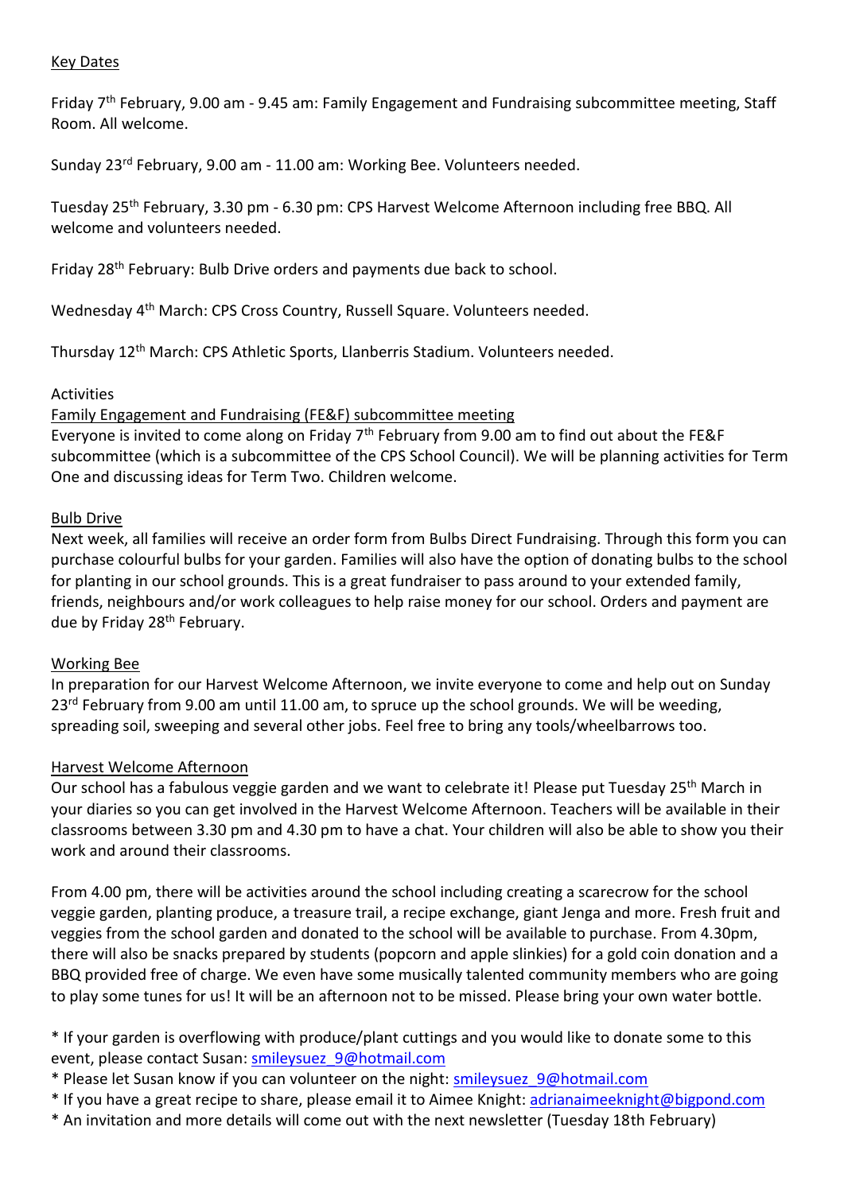Key Dates

Friday 7th February, 9.00 am - 9.45 am: Family Engagement and Fundraising subcommittee meeting, Staff Room. All welcome.

Sunday 23rd February, 9.00 am - 11.00 am: Working Bee. Volunteers needed.

Tuesday 25th February, 3.30 pm - 6.30 pm: CPS Harvest Welcome Afternoon including free BBQ. All welcome and volunteers needed.

Friday 28th February: Bulb Drive orders and payments due back to school.

Wednesday 4th March: CPS Cross Country, Russell Square. Volunteers needed.

Thursday 12th March: CPS Athletic Sports, Llanberris Stadium. Volunteers needed.

Activities

Family Engagement and Fundraising (FE&F) subcommittee meeting

Everyone is invited to come along on Friday 7th February from 9.00 am to find out about the FE&F subcommittee (which is a subcommittee of the CPS School Council). We will be planning activities for Term One and discussing ideas for Term Two. Children welcome.

Bulb Drive

Next week, all families will receive an order form from Bulbs Direct Fundraising. Through this form you can purchase colourful bulbs for your garden. Families will also have the option of donating bulbs to the school for planting in our school grounds. This is a great fundraiser to pass around to your extended family, friends, neighbours and/or work colleagues to help raise money for our school. Orders and payment are due by Friday 28th February.

Working Bee

In preparation for our Harvest Welcome Afternoon, we invite everyone to come and help out on Sunday 23rd February from 9.00 am until 11.00 am, to spruce up the school grounds. We will be weeding, spreading soil, sweeping and several other jobs. Feel free to bring any tools/wheelbarrows too.

Harvest Welcome Afternoon

Our school has a fabulous veggie garden and we want to celebrate it! Please put Tuesday 25th March in your diaries so you can get involved in the Harvest Welcome Afternoon. Teachers will be available in their classrooms between 3.30 pm and 4.30 pm to have a chat. Your children will also be able to show you their work and around their classrooms.

From 4.00 pm, there will be activities around the school including creating a scarecrow for the school veggie garden, planting produce, a treasure trail, a recipe exchange, giant Jenga and more. Fresh fruit and veggies from the school garden and donated to the school will be available to purchase. From 4.30pm, there will also be snacks prepared by students (popcorn and apple slinkies) for a gold coin donation and a BBQ provided free of charge. We even have some musically talented community members who are going to play some tunes for us! It will be an afternoon not to be missed. Please bring your own water bottle.

* If your garden is overflowing with produce/plant cuttings and you would like to donate some to this event, please contact Susan: smileysuez_9@hotmail.com
* Please let Susan know if you can volunteer on the night: smileysuez_9@hotmail.com
* If you have a great recipe to share, please email it to Aimee Knight: adrianaimeeknight@bigpond.com
* An invitation and more details will come out with the next newsletter (Tuesday 18th February)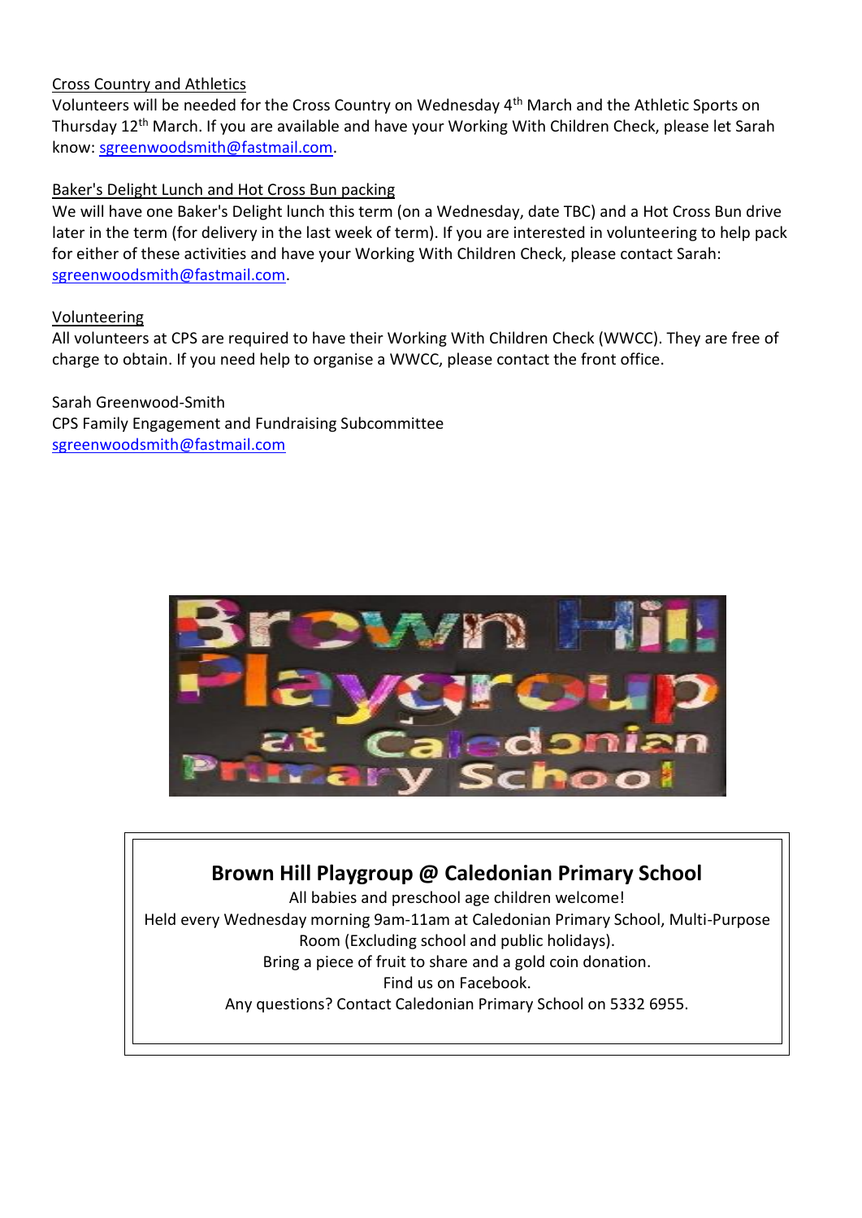Cross Country and Athletics

Volunteers will be needed for the Cross Country on Wednesday 4th March and the Athletic Sports on Thursday 12th March. If you are available and have your Working With Children Check, please let Sarah know: sgreenwoodsmith@fastmail.com.

Baker's Delight Lunch and Hot Cross Bun packing

We will have one Baker's Delight lunch this term (on a Wednesday, date TBC) and a Hot Cross Bun drive later in the term (for delivery in the last week of term). If you are interested in volunteering to help pack for either of these activities and have your Working With Children Check, please contact Sarah: sgreenwoodsmith@fastmail.com.

Volunteering

All volunteers at CPS are required to have their Working With Children Check (WWCC). They are free of charge to obtain. If you need help to organise a WWCC, please contact the front office.

Sarah Greenwood-Smith
CPS Family Engagement and Fundraising Subcommittee
sgreenwoodsmith@fastmail.com

Brown Hill Playgroup at Caledonian Primary School

## Brown Hill Playgroup @ Caledonian Primary School

All babies and preschool age children welcome!
Held every Wednesday morning 9am-11am at Caledonian Primary School, Multi-Purpose Room (Excluding school and public holidays).
Bring a piece of fruit to share and a gold coin donation.
Find us on Facebook.
Any questions? Contact Caledonian Primary School on 5332 6955.